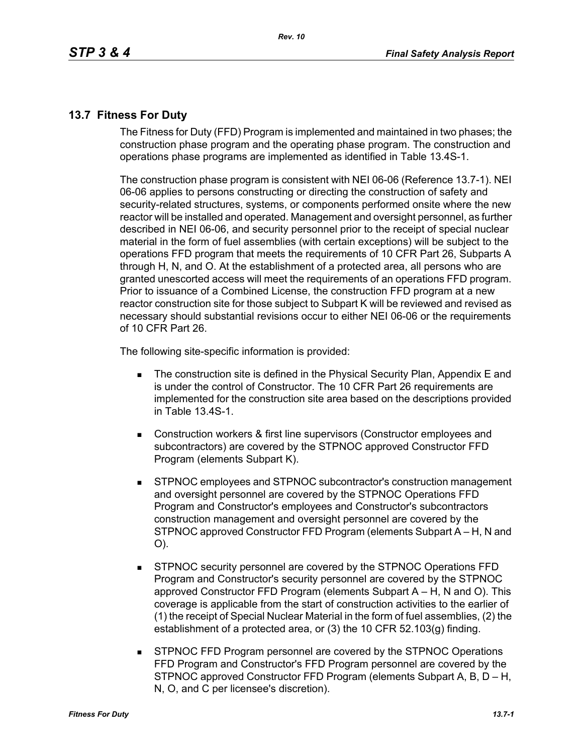## 13.7 Fitness For Duty

The Fitness for Duty (FFD) Program is implemented and maintained in two phases; the construction phase program and the operating phase program. The construction and operations phase programs are implemented as identified in Table 13.4S-1.

The construction phase program is consistent with NEI 06-06 (Reference 13.7-1). NEI 06-06 applies to persons constructing or directing the construction of safety and security-related structures, systems, or components performed onsite where the new reactor will be installed and operated. Management and oversight personnel, as further described in NEI 06-06, and security personnel prior to the receipt of special nuclear material in the form of fuel assemblies (with certain exceptions) will be subject to the operations FFD program that meets the requirements of 10 CFR Part 26, Subparts A through H, N, and O. At the establishment of a protected area, all persons who are granted unescorted access will meet the requirements of an operations FFD program. Prior to issuance of a Combined License, the construction FFD program at a new reactor construction site for those subject to Subpart K will be reviewed and revised as necessary should substantial revisions occur to either NEI 06-06 or the requirements of 10 CFR Part 26.

The following site-specific information is provided:

- The construction site is defined in the Physical Security Plan, Appendix E and is under the control of Constructor. The 10 CFR Part 26 requirements are implemented for the construction site area based on the descriptions provided in Table 13.4S-1.
- Construction workers & first line supervisors (Constructor employees and subcontractors) are covered by the STPNOC approved Constructor FFD Program (elements Subpart K).
- STPNOC employees and STPNOC subcontractor's construction management and oversight personnel are covered by the STPNOC Operations FFD Program and Constructor's employees and Constructor's subcontractors construction management and oversight personnel are covered by the STPNOC approved Constructor FFD Program (elements Subpart A – H, N and O).
- STPNOC security personnel are covered by the STPNOC Operations FFD Program and Constructor's security personnel are covered by the STPNOC approved Constructor FFD Program (elements Subpart A – H, N and O). This coverage is applicable from the start of construction activities to the earlier of (1) the receipt of Special Nuclear Material in the form of fuel assemblies, (2) the establishment of a protected area, or (3) the 10 CFR 52.103(g) finding.
- STPNOC FFD Program personnel are covered by the STPNOC Operations FFD Program and Constructor's FFD Program personnel are covered by the STPNOC approved Constructor FFD Program (elements Subpart A, B, D – H, N, O, and C per licensee's discretion).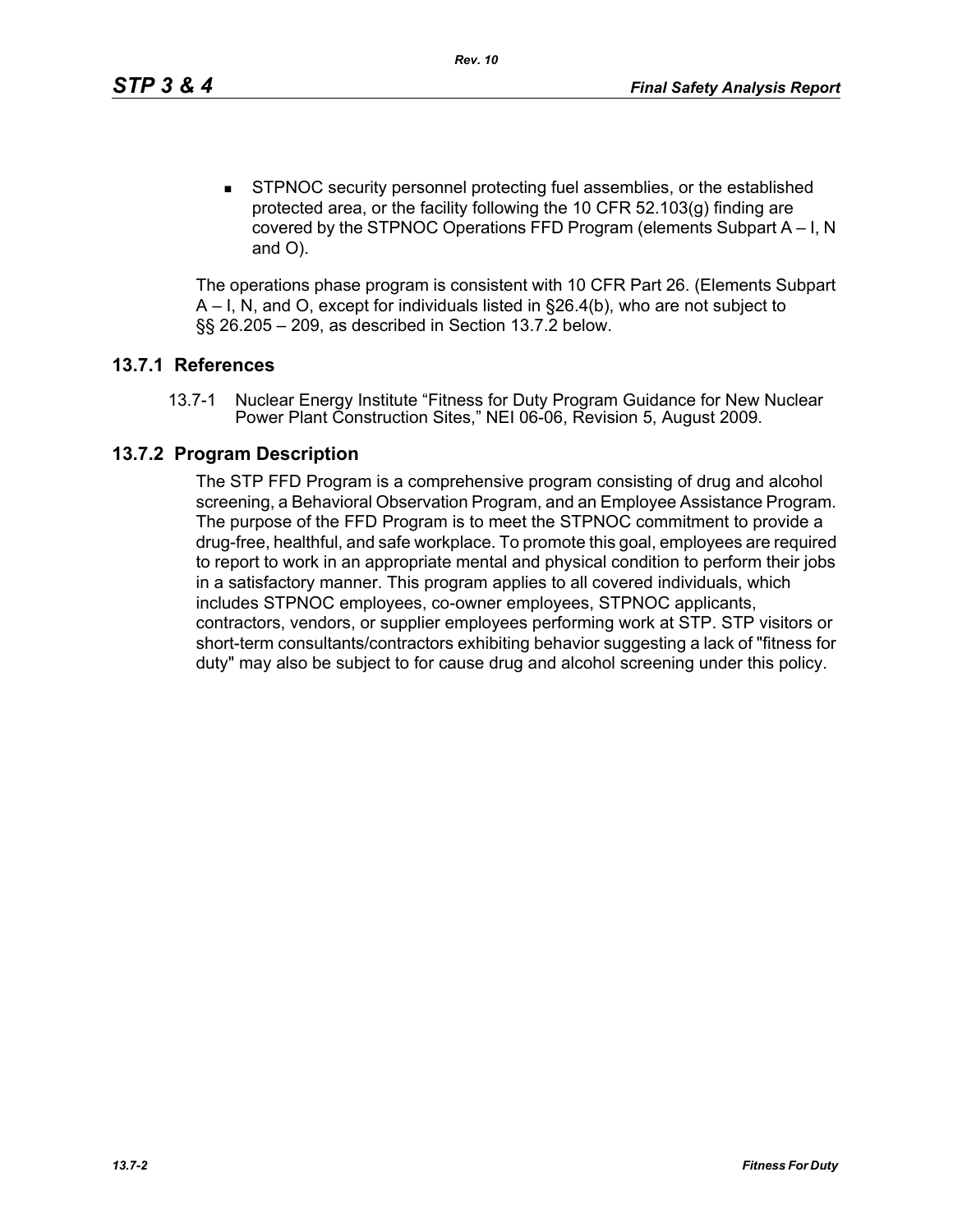- STPNOC security personnel protecting fuel assemblies, or the established protected area, or the facility following the 10 CFR 52.103(g) finding are covered by the STPNOC Operations FFD Program (elements Subpart A – I, N and O).

The operations phase program is consistent with 10 CFR Part 26. (Elements Subpart A – I, N, and O, except for individuals listed in §26.4(b), who are not subject to §§ 26.205 – 209, as described in Section 13.7.2 below.

## 13.7.1 References

13.7-1 Nuclear Energy Institute "Fitness for Duty Program Guidance for New Nuclear Power Plant Construction Sites," NEI 06-06, Revision 5, August 2009.

## 13.7.2 Program Description

The STP FFD Program is a comprehensive program consisting of drug and alcohol screening, a Behavioral Observation Program, and an Employee Assistance Program. The purpose of the FFD Program is to meet the STPNOC commitment to provide a drug-free, healthful, and safe workplace. To promote this goal, employees are required to report to work in an appropriate mental and physical condition to perform their jobs in a satisfactory manner. This program applies to all covered individuals, which includes STPNOC employees, co-owner employees, STPNOC applicants, contractors, vendors, or supplier employees performing work at STP. STP visitors or short-term consultants/contractors exhibiting behavior suggesting a lack of "fitness for duty" may also be subject to for cause drug and alcohol screening under this policy.